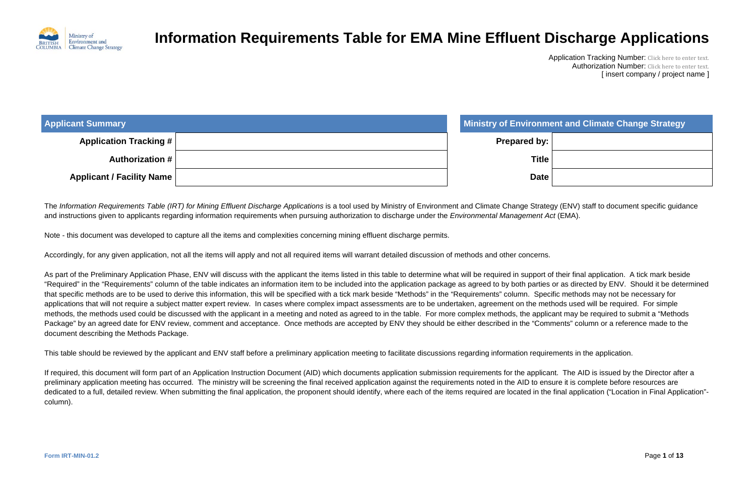Ministry of Environment and Climate Change Strategy

# Information Requirements Table for EMA Mine Effluent Discharge Applications

Application Tracking Number: Click here to enter text.
Authorization Number: Click here to enter text.
[ insert company / project name ]

| Applicant Summary | |
|---|---|
| **Application Tracking #** | |
| **Authorization #** | |
| **Applicant / Facility Name** | |

| Ministry of Environment and Climate Change Strategy | |
|---|---|
| **Prepared by:** | |
| **Title** | |
| **Date** | |

The *Information Requirements Table (IRT) for Mining Effluent Discharge Applications* is a tool used by Ministry of Environment and Climate Change Strategy (ENV) staff to document specific guidance and instructions given to applicants regarding information requirements when pursuing authorization to discharge under the *Environmental Management Act* (EMA).

Note - this document was developed to capture all the items and complexities concerning mining effluent discharge permits.

Accordingly, for any given application, not all the items will apply and not all required items will warrant detailed discussion of methods and other concerns.

As part of the Preliminary Application Phase, ENV will discuss with the applicant the items listed in this table to determine what will be required in support of their final application. A tick mark beside "Required" in the "Requirements" column of the table indicates an information item to be included into the application package as agreed to by both parties or as directed by ENV. Should it be determined that specific methods are to be used to derive this information, this will be specified with a tick mark beside "Methods" in the "Requirements" column. Specific methods may not be necessary for applications that will not require a subject matter expert review. In cases where complex impact assessments are to be undertaken, agreement on the methods used will be required. For simple methods, the methods used could be discussed with the applicant in a meeting and noted as agreed to in the table. For more complex methods, the applicant may be required to submit a "Methods Package" by an agreed date for ENV review, comment and acceptance. Once methods are accepted by ENV they should be either described in the "Comments" column or a reference made to the document describing the Methods Package.

This table should be reviewed by the applicant and ENV staff before a preliminary application meeting to facilitate discussions regarding information requirements in the application.

If required, this document will form part of an Application Instruction Document (AID) which documents application submission requirements for the applicant. The AID is issued by the Director after a preliminary application meeting has occurred. The ministry will be screening the final received application against the requirements noted in the AID to ensure it is complete before resources are dedicated to a full, detailed review. When submitting the final application, the proponent should identify, where each of the items required are located in the final application ("Location in Final Application"- column).

Form IRT-MIN-01.2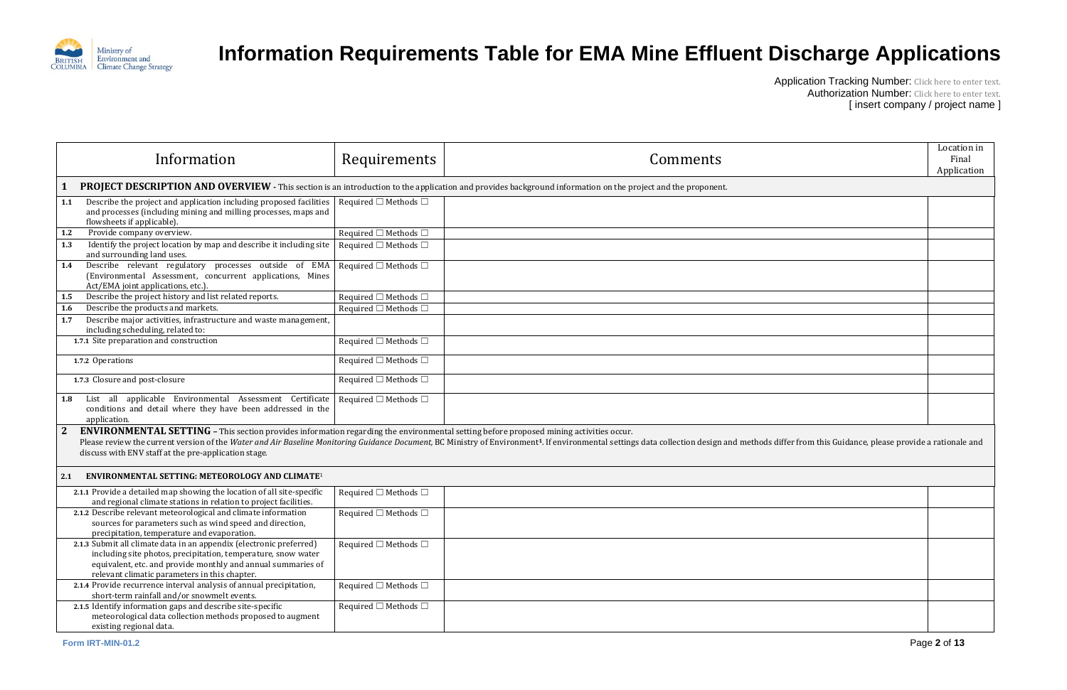# Information Requirements Table for EMA Mine Effluent Discharge Applications

Application Tracking Number: Click here to enter text.
Authorization Number: Click here to enter text.
[ insert company / project name ]

| Information | Requirements | Comments | Location in Final Application |
|---|---|---|---|
| **1 PROJECT DESCRIPTION AND OVERVIEW** - This section is an introduction to the application and provides background information on the project and the proponent. | | | |
| **1.1** Describe the project and application including proposed facilities and processes (including mining and milling processes, maps and flowsheets if applicable). | Required ☐ Methods ☐ | | |
| **1.2** Provide company overview. | Required ☐ Methods ☐ | | |
| **1.3** Identify the project location by map and describe it including site and surrounding land uses. | Required ☐ Methods ☐ | | |
| **1.4** Describe relevant regulatory processes outside of EMA (Environmental Assessment, concurrent applications, Mines Act/EMA joint applications, etc.). | Required ☐ Methods ☐ | | |
| **1.5** Describe the project history and list related reports. | Required ☐ Methods ☐ | | |
| **1.6** Describe the products and markets. | Required ☐ Methods ☐ | | |
| **1.7** Describe major activities, infrastructure and waste management, including scheduling, related to: | | | |
| **1.7.1** Site preparation and construction | Required ☐ Methods ☐ | | |
| **1.7.2** Operations | Required ☐ Methods ☐ | | |
| **1.7.3** Closure and post-closure | Required ☐ Methods ☐ | | |
| **1.8** List all applicable Environmental Assessment Certificate conditions and detail where they have been addressed in the application. | Required ☐ Methods ☐ | | |
| **2 ENVIRONMENTAL SETTING** – This section provides information regarding the environmental setting before proposed mining activities occur. Please review the current version of the *Water and Air Baseline Monitoring Guidance Document*, BC Ministry of Environment[1]. If environmental settings data collection design and methods differ from this Guidance, please provide a rationale and discuss with ENV staff at the pre-application stage. | | | |
| **2.1 ENVIRONMENTAL SETTING: METEOROLOGY AND CLIMATE**[1] | | | |
| **2.1.1** Provide a detailed map showing the location of all site-specific and regional climate stations in relation to project facilities. | Required ☐ Methods ☐ | | |
| **2.1.2** Describe relevant meteorological and climate information sources for parameters such as wind speed and direction, precipitation, temperature and evaporation. | Required ☐ Methods ☐ | | |
| **2.1.3** Submit all climate data in an appendix (electronic preferred) including site photos, precipitation, temperature, snow water equivalent, etc. and provide monthly and annual summaries of relevant climatic parameters in this chapter. | Required ☐ Methods ☐ | | |
| **2.1.4** Provide recurrence interval analysis of annual precipitation, short-term rainfall and/or snowmelt events. | Required ☐ Methods ☐ | | |
| **2.1.5** Identify information gaps and describe site-specific meteorological data collection methods proposed to augment existing regional data. | Required ☐ Methods ☐ | | |

Form IRT-MIN-01.2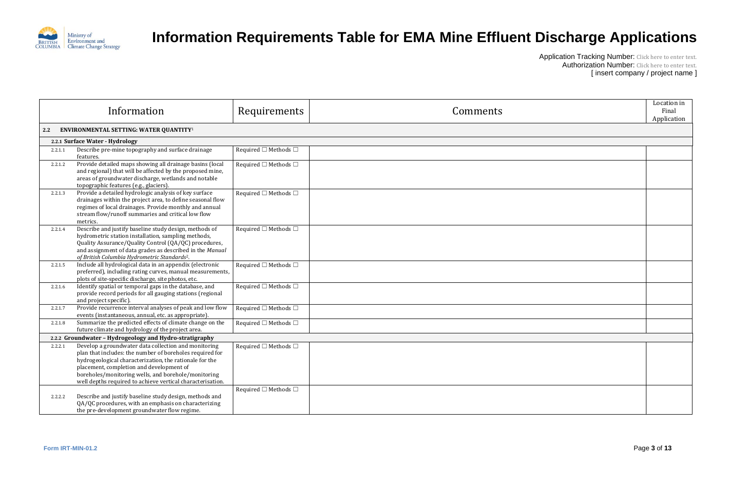# Information Requirements Table for EMA Mine Effluent Discharge Applications

Application Tracking Number: Click here to enter text.
Authorization Number: Click here to enter text.
[ insert company / project name ]

| Information | | Requirements | Comments | Location in Final Application |
|---|---|---|---|---|
| **2.2** | **ENVIRONMENTAL SETTING: WATER QUANTITY**[1] | | | |
| **2.2.1 Surface Water - Hydrology** | | | | |
| 2.2.1.1 | Describe pre-mine topography and surface drainage features. | Required ☐ Methods ☐ | | |
| 2.2.1.2 | Provide detailed maps showing all drainage basins (local and regional) that will be affected by the proposed mine, areas of groundwater discharge, wetlands and notable topographic features (e.g., glaciers). | Required ☐ Methods ☐ | | |
| 2.2.1.3 | Provide a detailed hydrologic analysis of key surface drainages within the project area, to define seasonal flow regimes of local drainages. Provide monthly and annual stream flow/runoff summaries and critical low flow metrics. | Required ☐ Methods ☐ | | |
| 2.2.1.4 | Describe and justify baseline study design, methods of hydrometric station installation, sampling methods, Quality Assurance/Quality Control (QA/QC) procedures, and assignment of data grades as described in the *Manual of British Columbia Hydrometric Standards*[2]. | Required ☐ Methods ☐ | | |
| 2.2.1.5 | Include all hydrological data in an appendix (electronic preferred), including rating curves, manual measurements, plots of site-specific discharge, site photos, etc. | Required ☐ Methods ☐ | | |
| 2.2.1.6 | Identify spatial or temporal gaps in the database, and provide record periods for all gauging stations (regional and project specific). | Required ☐ Methods ☐ | | |
| 2.2.1.7 | Provide recurrence interval analyses of peak and low flow events (instantaneous, annual, etc. as appropriate). | Required ☐ Methods ☐ | | |
| 2.2.1.8 | Summarize the predicted effects of climate change on the future climate and hydrology of the project area. | Required ☐ Methods ☐ | | |
| **2.2.2 Groundwater – Hydrogeology and Hydro-stratigraphy** | | | | |
| 2.2.2.1 | Develop a groundwater data collection and monitoring plan that includes: the number of boreholes required for hydrogeological characterization, the rationale for the placement, completion and development of boreholes/monitoring wells, and borehole/monitoring well depths required to achieve vertical characterisation. | Required ☐ Methods ☐ | | |
| 2.2.2.2 | Describe and justify baseline study design, methods and QA/QC procedures, with an emphasis on characterizing the pre-development groundwater flow regime. | Required ☐ Methods ☐ | | |

Form IRT-MIN-01.2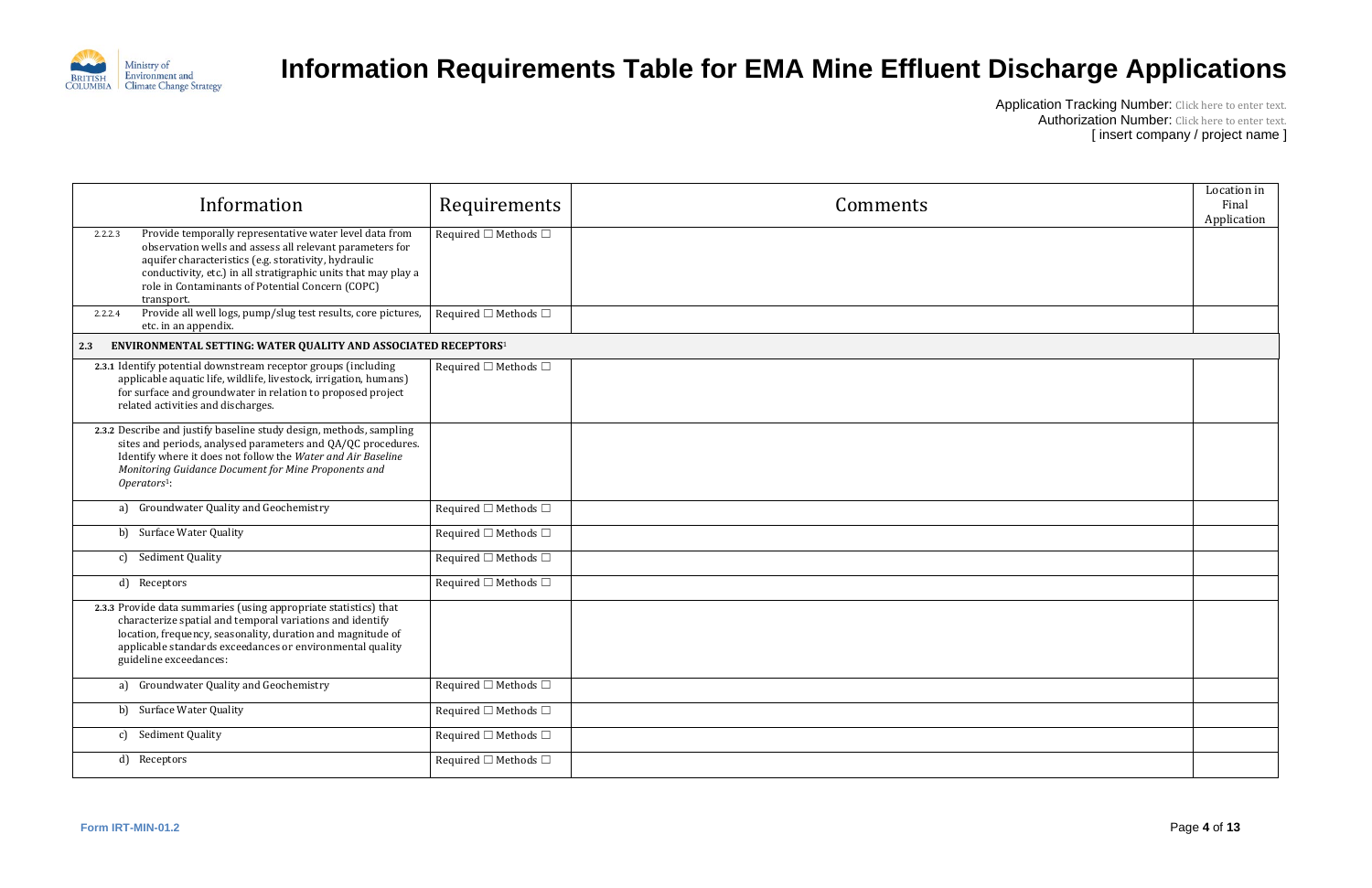# Information Requirements Table for EMA Mine Effluent Discharge Applications

Application Tracking Number: Click here to enter text.
Authorization Number: Click here to enter text.
[ insert company / project name ]

| Information | Requirements | Comments | Location in Final Application |
|---|---|---|---|
| 2.2.2.3 Provide temporally representative water level data from observation wells and assess all relevant parameters for aquifer characteristics (e.g. storativity, hydraulic conductivity, etc.) in all stratigraphic units that may play a role in Contaminants of Potential Concern (COPC) transport. | Required ☐ Methods ☐ | | |
| 2.2.2.4 Provide all well logs, pump/slug test results, core pictures, etc. in an appendix. | Required ☐ Methods ☐ | | |
| **2.3 ENVIRONMENTAL SETTING: WATER QUALITY AND ASSOCIATED RECEPTORS**[1] | | | |
| **2.3.1** Identify potential downstream receptor groups (including applicable aquatic life, wildlife, livestock, irrigation, humans) for surface and groundwater in relation to proposed project related activities and discharges. | Required ☐ Methods ☐ | | |
| **2.3.2** Describe and justify baseline study design, methods, sampling sites and periods, analysed parameters and QA/QC procedures. Identify where it does not follow the *Water and Air Baseline Monitoring Guidance Document for Mine Proponents and Operators*[1]: | | | |
| a) Groundwater Quality and Geochemistry | Required ☐ Methods ☐ | | |
| b) Surface Water Quality | Required ☐ Methods ☐ | | |
| c) Sediment Quality | Required ☐ Methods ☐ | | |
| d) Receptors | Required ☐ Methods ☐ | | |
| **2.3.3** Provide data summaries (using appropriate statistics) that characterize spatial and temporal variations and identify location, frequency, seasonality, duration and magnitude of applicable standards exceedances or environmental quality guideline exceedances: | | | |
| a) Groundwater Quality and Geochemistry | Required ☐ Methods ☐ | | |
| b) Surface Water Quality | Required ☐ Methods ☐ | | |
| c) Sediment Quality | Required ☐ Methods ☐ | | |
| d) Receptors | Required ☐ Methods ☐ | | |

Form IRT-MIN-01.2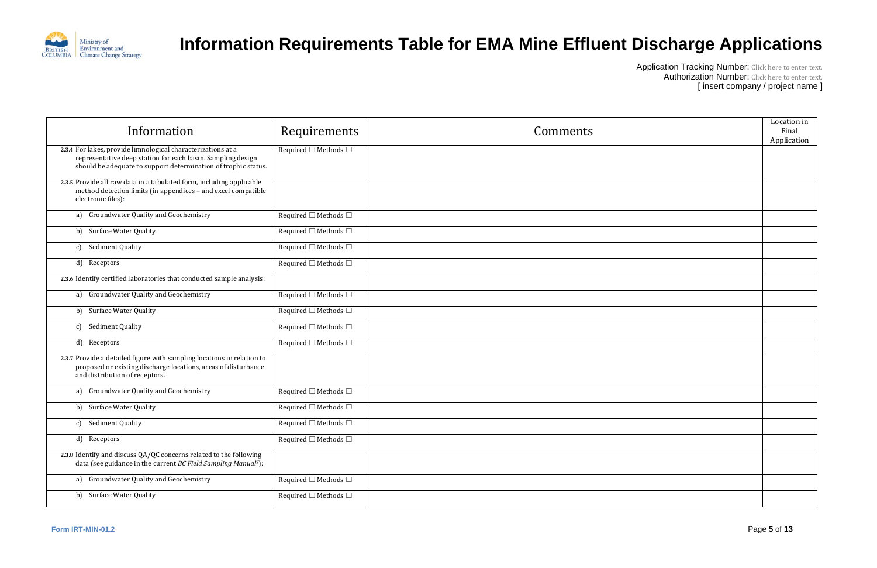# Information Requirements Table for EMA Mine Effluent Discharge Applications

Application Tracking Number: Click here to enter text.
Authorization Number: Click here to enter text.
[ insert company / project name ]

| Information | Requirements | Comments | Location in Final Application |
|---|---|---|---|
| **2.3.4** For lakes, provide limnological characterizations at a representative deep station for each basin. Sampling design should be adequate to support determination of trophic status. | Required ☐ Methods ☐ | | |
| **2.3.5** Provide all raw data in a tabulated form, including applicable method detection limits (in appendices – and excel compatible electronic files): | | | |
| a) Groundwater Quality and Geochemistry | Required ☐ Methods ☐ | | |
| b) Surface Water Quality | Required ☐ Methods ☐ | | |
| c) Sediment Quality | Required ☐ Methods ☐ | | |
| d) Receptors | Required ☐ Methods ☐ | | |
| **2.3.6** Identify certified laboratories that conducted sample analysis: | | | |
| a) Groundwater Quality and Geochemistry | Required ☐ Methods ☐ | | |
| b) Surface Water Quality | Required ☐ Methods ☐ | | |
| c) Sediment Quality | Required ☐ Methods ☐ | | |
| d) Receptors | Required ☐ Methods ☐ | | |
| **2.3.7** Provide a detailed figure with sampling locations in relation to proposed or existing discharge locations, areas of disturbance and distribution of receptors. | | | |
| a) Groundwater Quality and Geochemistry | Required ☐ Methods ☐ | | |
| b) Surface Water Quality | Required ☐ Methods ☐ | | |
| c) Sediment Quality | Required ☐ Methods ☐ | | |
| d) Receptors | Required ☐ Methods ☐ | | |
| **2.3.8** Identify and discuss QA/QC concerns related to the following data (see guidance in the current *BC Field Sampling Manual*[3]): | | | |
| a) Groundwater Quality and Geochemistry | Required ☐ Methods ☐ | | |
| b) Surface Water Quality | Required ☐ Methods ☐ | | |

Form IRT-MIN-01.2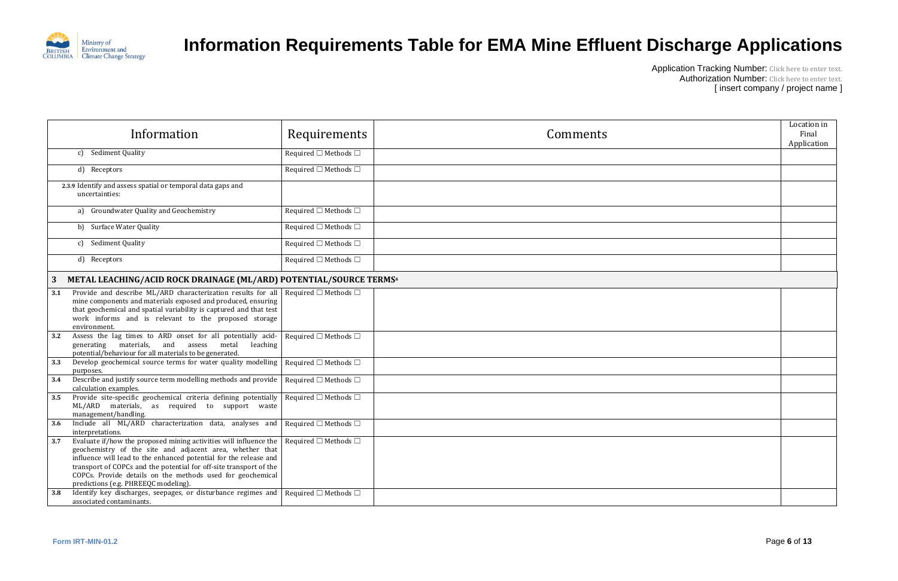# Information Requirements Table for EMA Mine Effluent Discharge Applications

Application Tracking Number: Click here to enter text.
Authorization Number: Click here to enter text.
[ insert company / project name ]

| Information | Requirements | Comments | Location in Final Application |
|---|---|---|---|
| c) Sediment Quality | Required ☐ Methods ☐ | | |
| d) Receptors | Required ☐ Methods ☐ | | |
| **2.3.9** Identify and assess spatial or temporal data gaps and uncertainties: | | | |
| a) Groundwater Quality and Geochemistry | Required ☐ Methods ☐ | | |
| b) Surface Water Quality | Required ☐ Methods ☐ | | |
| c) Sediment Quality | Required ☐ Methods ☐ | | |
| d) Receptors | Required ☐ Methods ☐ | | |
| **3 METAL LEACHING/ACID ROCK DRAINAGE (ML/ARD) POTENTIAL/SOURCE TERMS**[4] | | | |
| **3.1** Provide and describe ML/ARD characterization results for all mine components and materials exposed and produced, ensuring that geochemical and spatial variability is captured and that test work informs and is relevant to the proposed storage environment. | Required ☐ Methods ☐ | | |
| **3.2** Assess the lag times to ARD onset for all potentially acid-generating materials, and assess metal leaching potential/behaviour for all materials to be generated. | Required ☐ Methods ☐ | | |
| **3.3** Develop geochemical source terms for water quality modelling purposes. | Required ☐ Methods ☐ | | |
| **3.4** Describe and justify source term modelling methods and provide calculation examples. | Required ☐ Methods ☐ | | |
| **3.5** Provide site-specific geochemical criteria defining potentially ML/ARD materials, as required to support waste management/handling. | Required ☐ Methods ☐ | | |
| **3.6** Include all ML/ARD characterization data, analyses and interpretations. | Required ☐ Methods ☐ | | |
| **3.7** Evaluate if/how the proposed mining activities will influence the geochemistry of the site and adjacent area, whether that influence will lead to the enhanced potential for the release and transport of COPCs and the potential for off-site transport of the COPCs. Provide details on the methods used for geochemical predictions (e.g. PHREEQC modeling). | Required ☐ Methods ☐ | | |
| **3.8** Identify key discharges, seepages, or disturbance regimes and associated contaminants. | Required ☐ Methods ☐ | | |

Form IRT-MIN-01.2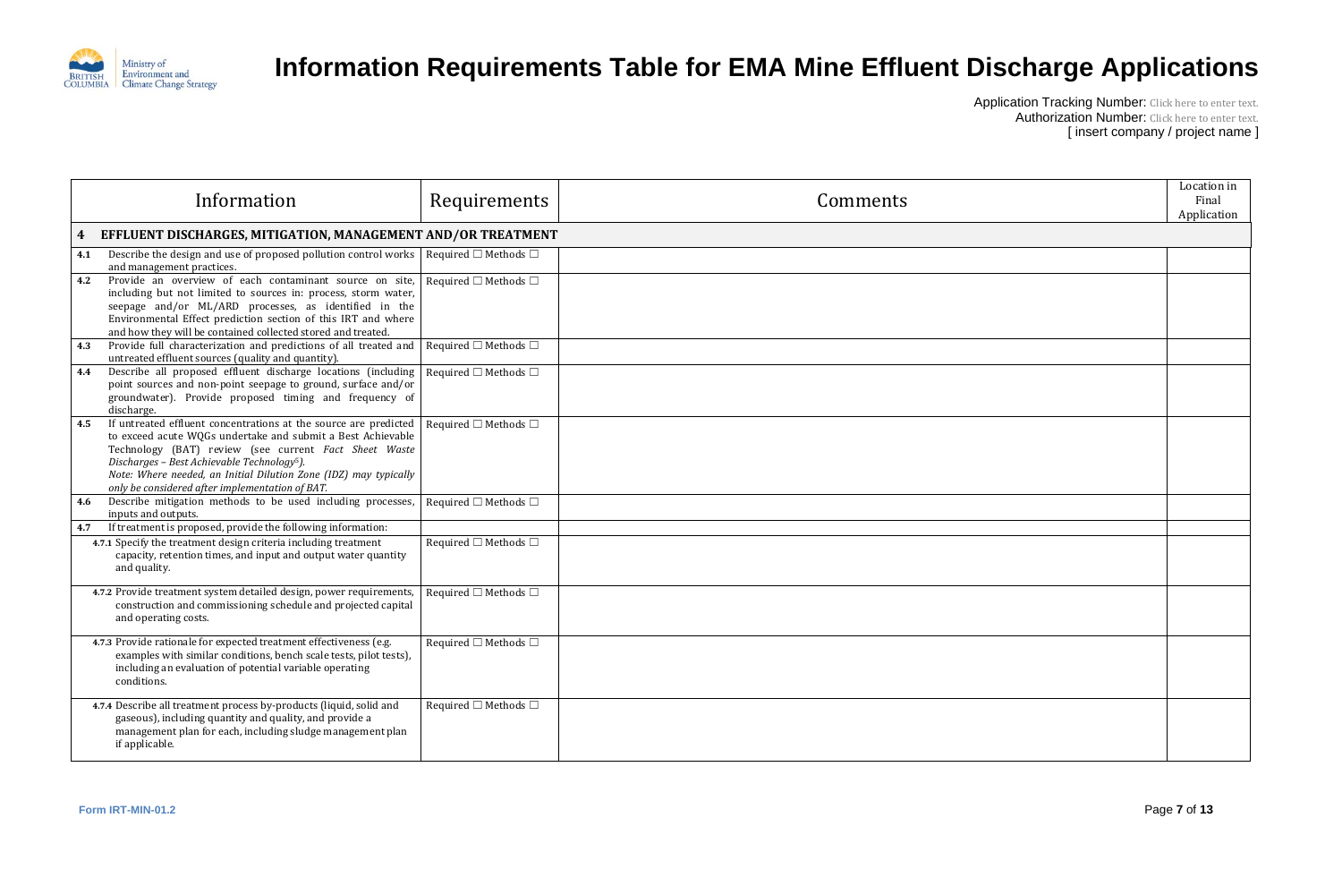# Information Requirements Table for EMA Mine Effluent Discharge Applications

Application Tracking Number: Click here to enter text.
Authorization Number: Click here to enter text.
[ insert company / project name ]

| Information | Requirements | Comments | Location in Final Application |
|---|---|---|---|
| **4 EFFLUENT DISCHARGES, MITIGATION, MANAGEMENT AND/OR TREATMENT** | | | |
| **4.1** Describe the design and use of proposed pollution control works and management practices. | Required ☐ Methods ☐ | | |
| **4.2** Provide an overview of each contaminant source on site, including but not limited to sources in: process, storm water, seepage and/or ML/ARD processes, as identified in the Environmental Effect prediction section of this IRT and where and how they will be contained collected stored and treated. | Required ☐ Methods ☐ | | |
| **4.3** Provide full characterization and predictions of all treated and untreated effluent sources (quality and quantity). | Required ☐ Methods ☐ | | |
| **4.4** Describe all proposed effluent discharge locations (including point sources and non-point seepage to ground, surface and/or groundwater). Provide proposed timing and frequency of discharge. | Required ☐ Methods ☐ | | |
| **4.5** If untreated effluent concentrations at the source are predicted to exceed acute WQGs undertake and submit a Best Achievable Technology (BAT) review (see current *Fact Sheet Waste Discharges – Best Achievable Technology*[5]). *Note: Where needed, an Initial Dilution Zone (IDZ) may typically only be considered after implementation of BAT.* | Required ☐ Methods ☐ | | |
| **4.6** Describe mitigation methods to be used including processes, inputs and outputs. | Required ☐ Methods ☐ | | |
| **4.7** If treatment is proposed, provide the following information: | | | |
| **4.7.1** Specify the treatment design criteria including treatment capacity, retention times, and input and output water quantity and quality. | Required ☐ Methods ☐ | | |
| **4.7.2** Provide treatment system detailed design, power requirements, construction and commissioning schedule and projected capital and operating costs. | Required ☐ Methods ☐ | | |
| **4.7.3** Provide rationale for expected treatment effectiveness (e.g. examples with similar conditions, bench scale tests, pilot tests), including an evaluation of potential variable operating conditions. | Required ☐ Methods ☐ | | |
| **4.7.4** Describe all treatment process by-products (liquid, solid and gaseous), including quantity and quality, and provide a management plan for each, including sludge management plan if applicable. | Required ☐ Methods ☐ | | |

Form IRT-MIN-01.2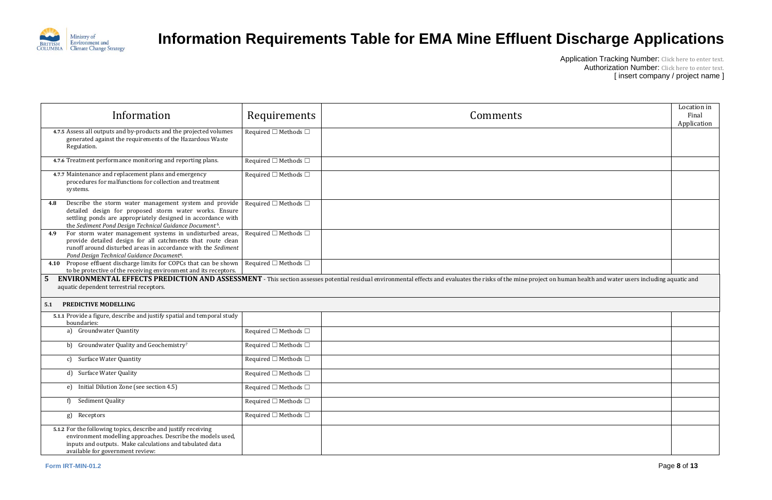# Information Requirements Table for EMA Mine Effluent Discharge Applications

Application Tracking Number: Click here to enter text.
Authorization Number: Click here to enter text.
[ insert company / project name ]

| Information | Requirements | Comments | Location in Final Application |
|---|---|---|---|
| **4.7.5** Assess all outputs and by-products and the projected volumes generated against the requirements of the Hazardous Waste Regulation. | Required ☐ Methods ☐ | | |
| **4.7.6** Treatment performance monitoring and reporting plans. | Required ☐ Methods ☐ | | |
| **4.7.7** Maintenance and replacement plans and emergency procedures for malfunctions for collection and treatment systems. | Required ☐ Methods ☐ | | |
| **4.8** Describe the storm water management system and provide detailed design for proposed storm water works. Ensure settling ponds are appropriately designed in accordance with the *Sediment Pond Design Technical Guidance Document*[6]. | Required ☐ Methods ☐ | | |
| **4.9** For storm water management systems in undisturbed areas, provide detailed design for all catchments that route clean runoff around disturbed areas in accordance with the *Sediment Pond Design Technical Guidance Document*[6]. | Required ☐ Methods ☐ | | |
| **4.10** Propose effluent discharge limits for COPCs that can be shown to be protective of the receiving environment and its receptors. | Required ☐ Methods ☐ | | |
| **5 ENVIRONMENTAL EFFECTS PREDICTION AND ASSESSMENT** - This section assesses potential residual environmental effects and evaluates the risks of the mine project on human health and water users including aquatic and aquatic dependent terrestrial receptors. | | | |
| **5.1 PREDICTIVE MODELLING** | | | |
| **5.1.1** Provide a figure, describe and justify spatial and temporal study boundaries: | | | |
| a) Groundwater Quantity | Required ☐ Methods ☐ | | |
| b) Groundwater Quality and Geochemistry[7] | Required ☐ Methods ☐ | | |
| c) Surface Water Quantity | Required ☐ Methods ☐ | | |
| d) Surface Water Quality | Required ☐ Methods ☐ | | |
| e) Initial Dilution Zone (see section 4.5) | Required ☐ Methods ☐ | | |
| f) Sediment Quality | Required ☐ Methods ☐ | | |
| g) Receptors | Required ☐ Methods ☐ | | |
| **5.1.2** For the following topics, describe and justify receiving environment modelling approaches. Describe the models used, inputs and outputs. Make calculations and tabulated data available for government review: | | | |

Form IRT-MIN-01.2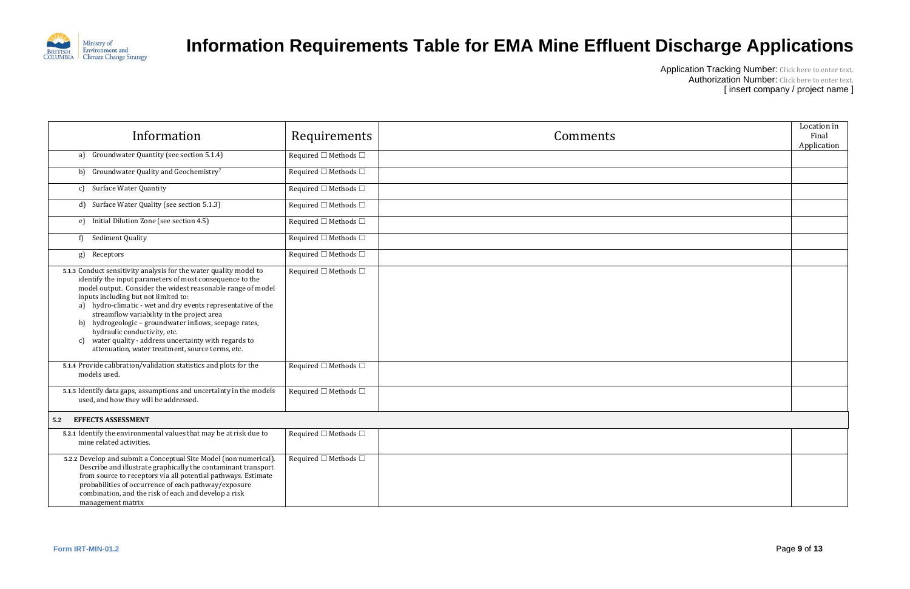# Information Requirements Table for EMA Mine Effluent Discharge Applications

Application Tracking Number: Click here to enter text.
Authorization Number: Click here to enter text.
[ insert company / project name ]

| Information | Requirements | Comments | Location in Final Application |
|---|---|---|---|
| a) Groundwater Quantity (see section 5.1.4) | Required ☐ Methods ☐ | | |
| b) Groundwater Quality and Geochemistry[7] | Required ☐ Methods ☐ | | |
| c) Surface Water Quantity | Required ☐ Methods ☐ | | |
| d) Surface Water Quality (see section 5.1.3) | Required ☐ Methods ☐ | | |
| e) Initial Dilution Zone (see section 4.5) | Required ☐ Methods ☐ | | |
| f) Sediment Quality | Required ☐ Methods ☐ | | |
| g) Receptors | Required ☐ Methods ☐ | | |
| **5.1.3** Conduct sensitivity analysis for the water quality model to identify the input parameters of most consequence to the model output. Consider the widest reasonable range of model inputs including but not limited to: a) hydro-climatic - wet and dry events representative of the streamflow variability in the project area b) hydrogeologic – groundwater inflows, seepage rates, hydraulic conductivity, etc. c) water quality - address uncertainty with regards to attenuation, water treatment, source terms, etc. | Required ☐ Methods ☐ | | |
| **5.1.4** Provide calibration/validation statistics and plots for the models used. | Required ☐ Methods ☐ | | |
| **5.1.5** Identify data gaps, assumptions and uncertainty in the models used, and how they will be addressed. | Required ☐ Methods ☐ | | |
| **5.2 EFFECTS ASSESSMENT** | | | |
| **5.2.1** Identify the environmental values that may be at risk due to mine related activities. | Required ☐ Methods ☐ | | |
| **5.2.2** Develop and submit a Conceptual Site Model (non numerical). Describe and illustrate graphically the contaminant transport from source to receptors via all potential pathways. Estimate probabilities of occurrence of each pathway/exposure combination, and the risk of each and develop a risk management matrix | Required ☐ Methods ☐ | | |

Form IRT-MIN-01.2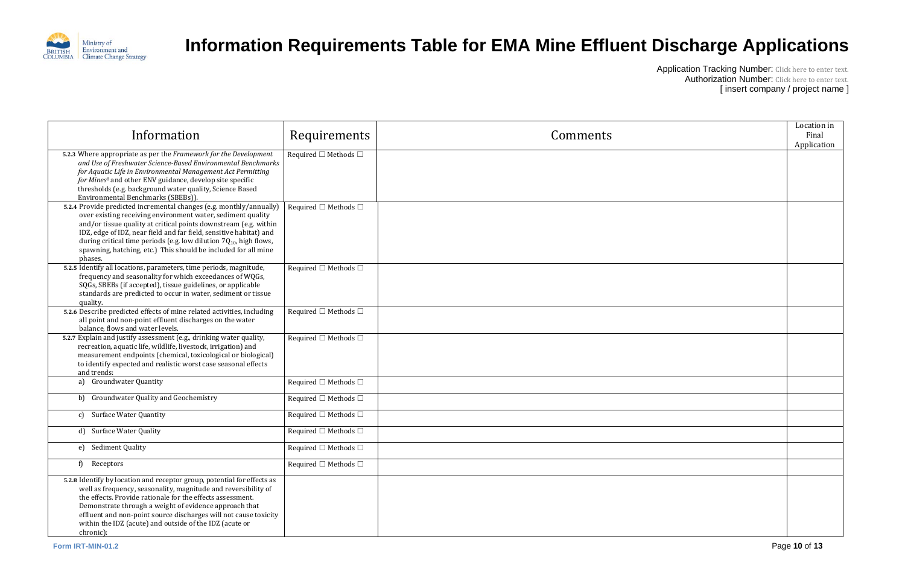# Information Requirements Table for EMA Mine Effluent Discharge Applications

Application Tracking Number: Click here to enter text.
Authorization Number: Click here to enter text.
[ insert company / project name ]

| Information | Requirements | Comments | Location in Final Application |
|---|---|---|---|
| **5.2.3** Where appropriate as per the *Framework for the Development and Use of Freshwater Science-Based Environmental Benchmarks for Aquatic Life in Environmental Management Act Permitting for Mines*[8] and other ENV guidance, develop site specific thresholds (e.g. background water quality, Science Based Environmental Benchmarks (SBEBs)). | Required ☐ Methods ☐ | | |
| **5.2.4** Provide predicted incremental changes (e.g. monthly/annually) over existing receiving environment water, sediment quality and/or tissue quality at critical points downstream (e.g. within IDZ, edge of IDZ, near field and far field, sensitive habitat) and during critical time periods (e.g. low dilution $7Q_{10}$, high flows, spawning, hatching, etc.) This should be included for all mine phases. | Required ☐ Methods ☐ | | |
| **5.2.5** Identify all locations, parameters, time periods, magnitude, frequency and seasonality for which exceedances of WQGs, SQGs, SBEBs (if accepted), tissue guidelines, or applicable standards are predicted to occur in water, sediment or tissue quality. | Required ☐ Methods ☐ | | |
| **5.2.6** Describe predicted effects of mine related activities, including all point and non-point effluent discharges on the water balance, flows and water levels. | Required ☐ Methods ☐ | | |
| **5.2.7** Explain and justify assessment (e.g., drinking water quality, recreation, aquatic life, wildlife, livestock, irrigation) and measurement endpoints (chemical, toxicological or biological) to identify expected and realistic worst case seasonal effects and trends: | Required ☐ Methods ☐ | | |
| a) Groundwater Quantity | Required ☐ Methods ☐ | | |
| b) Groundwater Quality and Geochemistry | Required ☐ Methods ☐ | | |
| c) Surface Water Quantity | Required ☐ Methods ☐ | | |
| d) Surface Water Quality | Required ☐ Methods ☐ | | |
| e) Sediment Quality | Required ☐ Methods ☐ | | |
| f) Receptors | Required ☐ Methods ☐ | | |
| **5.2.8** Identify by location and receptor group, potential for effects as well as frequency, seasonality, magnitude and reversibility of the effects. Provide rationale for the effects assessment. Demonstrate through a weight of evidence approach that effluent and non-point source discharges will not cause toxicity within the IDZ (acute) and outside of the IDZ (acute or chronic): | | | |

Form IRT-MIN-01.2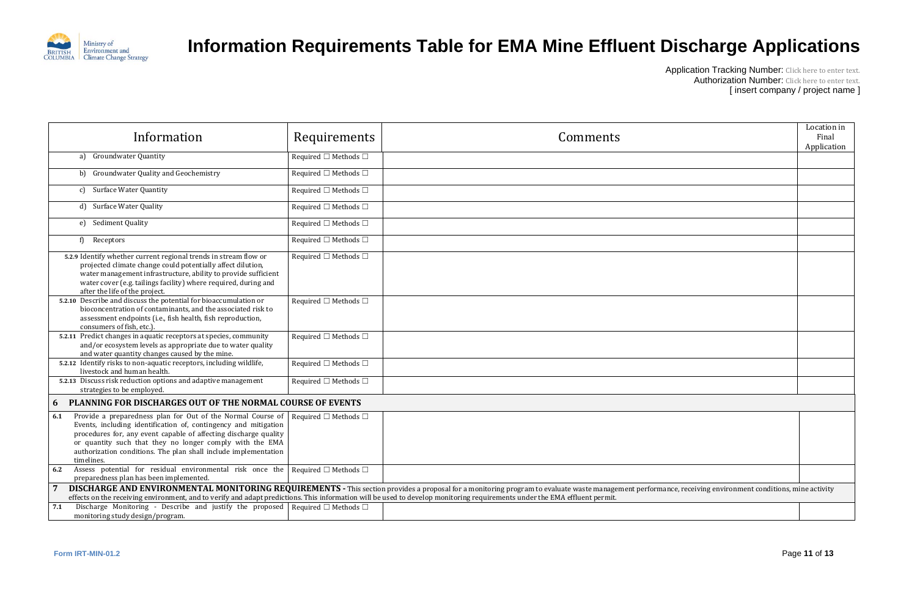# Information Requirements Table for EMA Mine Effluent Discharge Applications

Application Tracking Number: Click here to enter text.
Authorization Number: Click here to enter text.
[ insert company / project name ]

| Information | Requirements | Comments | Location in Final Application |
|---|---|---|---|
| a) Groundwater Quantity | Required ☐ Methods ☐ | | |
| b) Groundwater Quality and Geochemistry | Required ☐ Methods ☐ | | |
| c) Surface Water Quantity | Required ☐ Methods ☐ | | |
| d) Surface Water Quality | Required ☐ Methods ☐ | | |
| e) Sediment Quality | Required ☐ Methods ☐ | | |
| f) Receptors | Required ☐ Methods ☐ | | |
| **5.2.9** Identify whether current regional trends in stream flow or projected climate change could potentially affect dilution, water management infrastructure, ability to provide sufficient water cover (e.g. tailings facility) where required, during and after the life of the project. | Required ☐ Methods ☐ | | |
| **5.2.10** Describe and discuss the potential for bioaccumulation or bioconcentration of contaminants, and the associated risk to assessment endpoints (i.e., fish health, fish reproduction, consumers of fish, etc.). | Required ☐ Methods ☐ | | |
| **5.2.11** Predict changes in aquatic receptors at species, community and/or ecosystem levels as appropriate due to water quality and water quantity changes caused by the mine. | Required ☐ Methods ☐ | | |
| **5.2.12** Identify risks to non-aquatic receptors, including wildlife, livestock and human health. | Required ☐ Methods ☐ | | |
| **5.2.13** Discuss risk reduction options and adaptive management strategies to be employed. | Required ☐ Methods ☐ | | |
| **6 PLANNING FOR DISCHARGES OUT OF THE NORMAL COURSE OF EVENTS** | | | |
| **6.1** Provide a preparedness plan for Out of the Normal Course of Events, including identification of, contingency and mitigation procedures for, any event capable of affecting discharge quality or quantity such that they no longer comply with the EMA authorization conditions. The plan shall include implementation timelines. | Required ☐ Methods ☐ | | |
| **6.2** Assess potential for residual environmental risk once the preparedness plan has been implemented. | Required ☐ Methods ☐ | | |
| **7 DISCHARGE AND ENVIRONMENTAL MONITORING REQUIREMENTS -** This section provides a proposal for a monitoring program to evaluate waste management performance, receiving environment conditions, mine activity effects on the receiving environment, and to verify and adapt predictions. This information will be used to develop monitoring requirements under the EMA effluent permit. | | | |
| **7.1** Discharge Monitoring - Describe and justify the proposed monitoring study design/program. | Required ☐ Methods ☐ | | |

Form IRT-MIN-01.2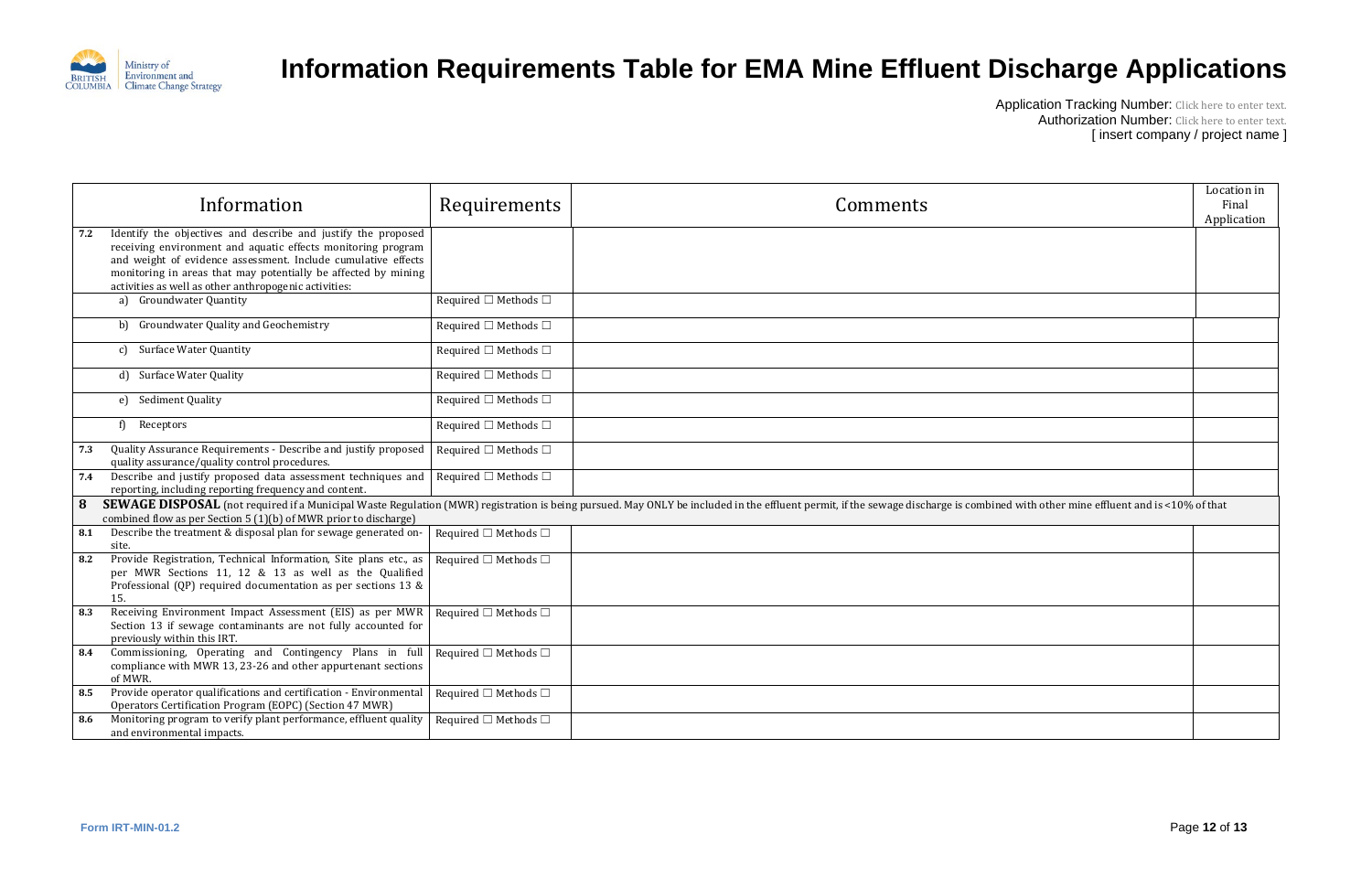# Information Requirements Table for EMA Mine Effluent Discharge Applications

Application Tracking Number: Click here to enter text.
Authorization Number: Click here to enter text.
[ insert company / project name ]

| Information | Requirements | Comments | Location in Final Application |
|---|---|---|---|
| **7.2** Identify the objectives and describe and justify the proposed receiving environment and aquatic effects monitoring program and weight of evidence assessment. Include cumulative effects monitoring in areas that may potentially be affected by mining activities as well as other anthropogenic activities: | | | |
| a) Groundwater Quantity | Required ☐ Methods ☐ | | |
| b) Groundwater Quality and Geochemistry | Required ☐ Methods ☐ | | |
| c) Surface Water Quantity | Required ☐ Methods ☐ | | |
| d) Surface Water Quality | Required ☐ Methods ☐ | | |
| e) Sediment Quality | Required ☐ Methods ☐ | | |
| f) Receptors | Required ☐ Methods ☐ | | |
| **7.3** Quality Assurance Requirements - Describe and justify proposed quality assurance/quality control procedures. | Required ☐ Methods ☐ | | |
| **7.4** Describe and justify proposed data assessment techniques and reporting, including reporting frequency and content. | Required ☐ Methods ☐ | | |
| **8 SEWAGE DISPOSAL** (not required if a Municipal Waste Regulation (MWR) registration is being pursued. May ONLY be included in the effluent permit, if the sewage discharge is combined with other mine effluent and is <10% of that combined flow as per Section 5 (1)(b) of MWR prior to discharge) | | | |
| **8.1** Describe the treatment & disposal plan for sewage generated on-site. | Required ☐ Methods ☐ | | |
| **8.2** Provide Registration, Technical Information, Site plans etc., as per MWR Sections 11, 12 & 13 as well as the Qualified Professional (QP) required documentation as per sections 13 & 15. | Required ☐ Methods ☐ | | |
| **8.3** Receiving Environment Impact Assessment (EIS) as per MWR Section 13 if sewage contaminants are not fully accounted for previously within this IRT. | Required ☐ Methods ☐ | | |
| **8.4** Commissioning, Operating and Contingency Plans in full compliance with MWR 13, 23-26 and other appurtenant sections of MWR. | Required ☐ Methods ☐ | | |
| **8.5** Provide operator qualifications and certification - Environmental Operators Certification Program (EOPC) (Section 47 MWR) | Required ☐ Methods ☐ | | |
| **8.6** Monitoring program to verify plant performance, effluent quality and environmental impacts. | Required ☐ Methods ☐ | | |

Form IRT-MIN-01.2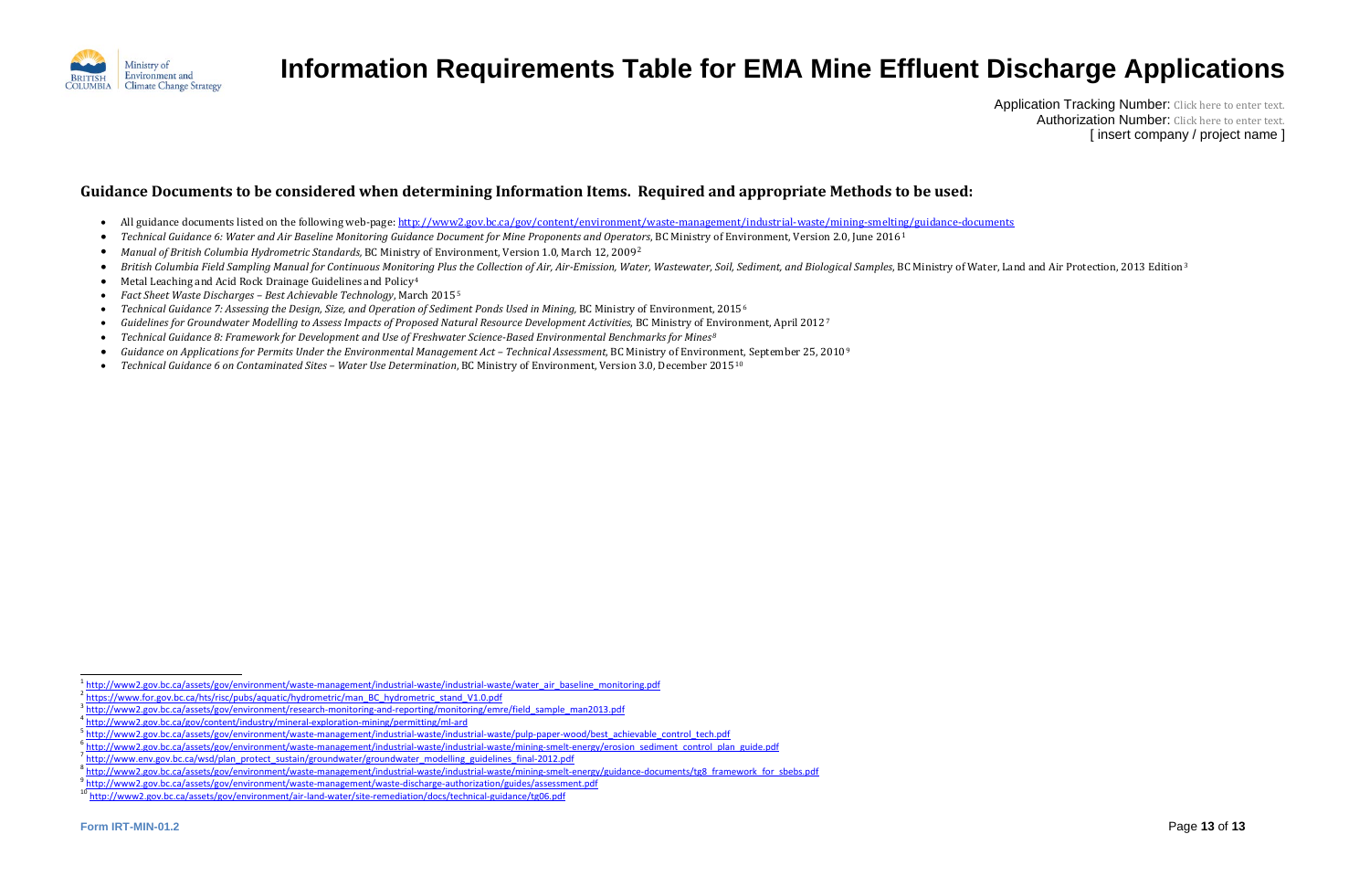# Information Requirements Table for EMA Mine Effluent Discharge Applications

Application Tracking Number: Click here to enter text.
Authorization Number: Click here to enter text.
[ insert company / project name ]

## Guidance Documents to be considered when determining Information Items. Required and appropriate Methods to be used:

- All guidance documents listed on the following web-page: http://www2.gov.bc.ca/gov/content/environment/waste-management/industrial-waste/mining-smelting/guidance-documents
- *Technical Guidance 6: Water and Air Baseline Monitoring Guidance Document for Mine Proponents and Operators*, BC Ministry of Environment, Version 2.0, June 2016[1]
- *Manual of British Columbia Hydrometric Standards*, BC Ministry of Environment, Version 1.0, March 12, 2009[2]
- *British Columbia Field Sampling Manual for Continuous Monitoring Plus the Collection of Air, Air-Emission, Water, Wastewater, Soil, Sediment, and Biological Samples*, BC Ministry of Water, Land and Air Protection, 2013 Edition[3]
- Metal Leaching and Acid Rock Drainage Guidelines and Policy[4]
- *Fact Sheet Waste Discharges – Best Achievable Technology*, March 2015[5]
- *Technical Guidance 7: Assessing the Design, Size, and Operation of Sediment Ponds Used in Mining*, BC Ministry of Environment, 2015[6]
- *Guidelines for Groundwater Modelling to Assess Impacts of Proposed Natural Resource Development Activities*, BC Ministry of Environment, April 2012[7]
- *Technical Guidance 8: Framework for Development and Use of Freshwater Science-Based Environmental Benchmarks for Mines*[8]
- *Guidance on Applications for Permits Under the Environmental Management Act – Technical Assessment*, BC Ministry of Environment, September 25, 2010[9]
- *Technical Guidance 6 on Contaminated Sites – Water Use Determination*, BC Ministry of Environment, Version 3.0, December 2015[10]

---

[1] http://www2.gov.bc.ca/assets/gov/environment/waste-management/industrial-waste/industrial-waste/water_air_baseline_monitoring.pdf
[2] https://www.for.gov.bc.ca/hts/risc/pubs/aquatic/hydrometric/man_BC_hydrometric_stand_V1.0.pdf
[3] http://www2.gov.bc.ca/assets/gov/environment/research-monitoring-and-reporting/monitoring/emre/field_sample_man2013.pdf
[4] http://www2.gov.bc.ca/gov/content/industry/mineral-exploration-mining/permitting/ml-ard
[5] http://www2.gov.bc.ca/assets/gov/environment/waste-management/industrial-waste/industrial-waste/pulp-paper-wood/best_achievable_control_tech.pdf
[6] http://www2.gov.bc.ca/assets/gov/environment/waste-management/industrial-waste/industrial-waste/mining-smelt-energy/erosion_sediment_control_plan_guide.pdf
[7] http://www.env.gov.bc.ca/wsd/plan_protect_sustain/groundwater/groundwater_modelling_guidelines_final-2012.pdf
[8] http://www2.gov.bc.ca/assets/gov/environment/waste-management/industrial-waste/industrial-waste/mining-smelt-energy/guidance-documents/tg8_framework_for_sbebs.pdf
[9] http://www2.gov.bc.ca/assets/gov/environment/waste-management/waste-discharge-authorization/guides/assessment.pdf
[10] http://www2.gov.bc.ca/assets/gov/environment/air-land-water/site-remediation/docs/technical-guidance/tg06.pdf

Form IRT-MIN-01.2